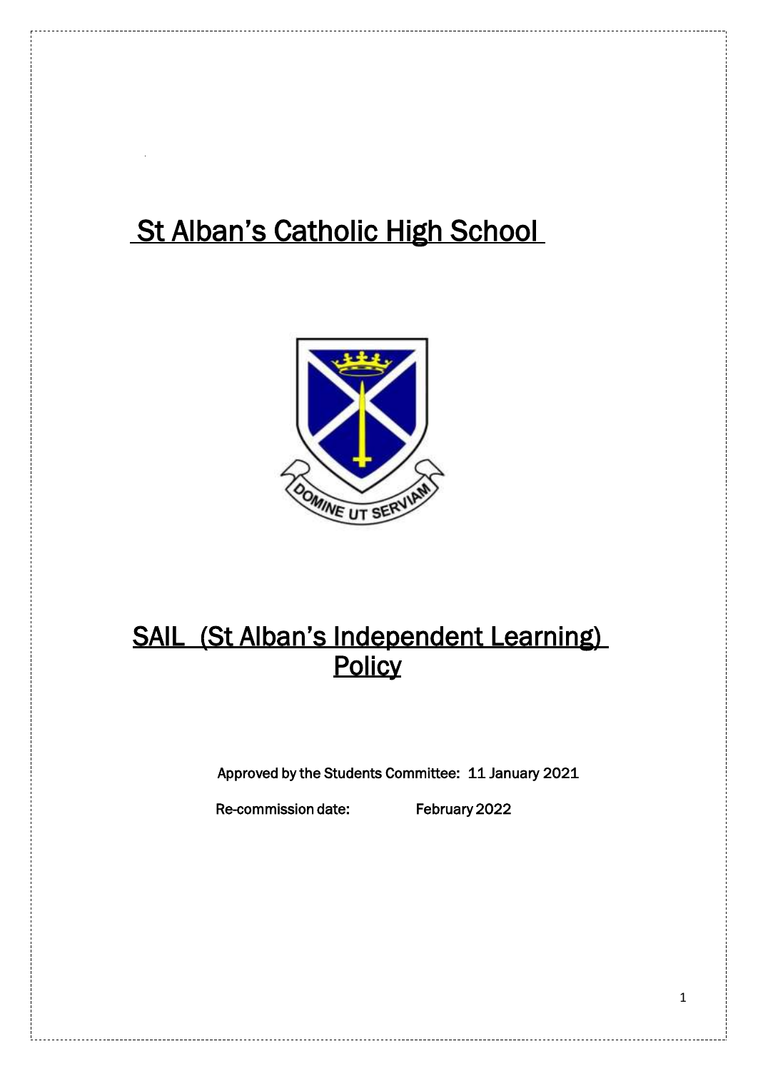# St Alban's Catholic High School

# SAIL (St Alban's Independent Learning) Policy

Approved by the Students Committee: 11 January 2021

Re-commission date: February 2022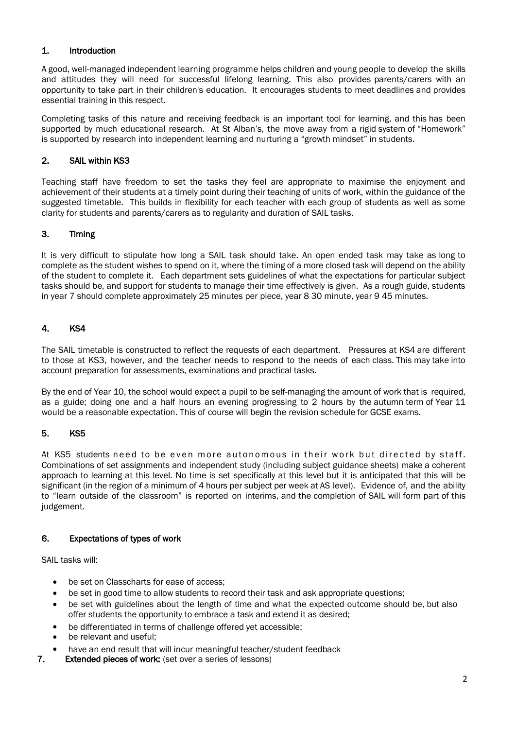## 1. Introduction

A good, well-managed independent learning programme helps children and young people to develop the skills and attitudes they will need for successful lifelong learning. This also provides parents/carers with an opportunity to take part in their children's education. It encourages students to meet deadlines and provides essential training in this respect.

Completing tasks of this nature and receiving feedback is an important tool for learning, and this has been supported by much educational research. At St Alban's, the move away from a rigid system of "Homework" is supported by research into independent learning and nurturing a "growth mindset" in students.

## 2. SAIL within KS3

Teaching staff have freedom to set the tasks they feel are appropriate to maximise the enjoyment and achievement of their students at a timely point during their teaching of units of work, within the guidance of the suggested timetable. This builds in flexibility for each teacher with each group of students as well as some clarity for students and parents/carers as to regularity and duration of SAIL tasks.

## 3. Timing

It is very difficult to stipulate how long a SAIL task should take. An open ended task may take as long to complete as the student wishes to spend on it, where the timing of a more closed task will depend on the ability of the student to complete it. Each department sets guidelines of what the expectations for particular subject tasks should be, and support for students to manage their time effectively is given. As a rough guide, students in year 7 should complete approximately 25 minutes per piece, year 8 30 minute, year 9 45 minutes.

## 4. KS4

The SAIL timetable is constructed to reflect the requests of each department. Pressures at KS4 are different to those at KS3, however, and the teacher needs to respond to the needs of each class. This may take into account preparation for assessments, examinations and practical tasks.

By the end of Year 10, the school would expect a pupil to be self-managing the amount of work that is required, as a guide; doing one and a half hours an evening progressing to 2 hours by the autumn term of Year 11 would be a reasonable expectation. This of course will begin the revision schedule for GCSE exams.

## 5. KS5

At KS5 students need to be even more autonomous in their work but directed by staff. Combinations of set assignments and independent study (including subject guidance sheets) make a coherent approach to learning at this level. No time is set specifically at this level but it is anticipated that this will be significant (in the region of a minimum of 4 hours per subject per week at AS level). Evidence of, and the ability to "learn outside of the classroom" is reported on interims, and the completion of SAIL will form part of this judgement.

## 6. Expectations of types of work

SAIL tasks will:

- be set on Classcharts for ease of access;
- be set in good time to allow students to record their task and ask appropriate questions;
- be set with guidelines about the length of time and what the expected outcome should be, but also offer students the opportunity to embrace a task and extend it as desired;
- be differentiated in terms of challenge offered yet accessible;
- be relevant and useful;
- have an end result that will incur meaningful teacher/student feedback

## 7. Extended pieces of work: (set over a series of lessons)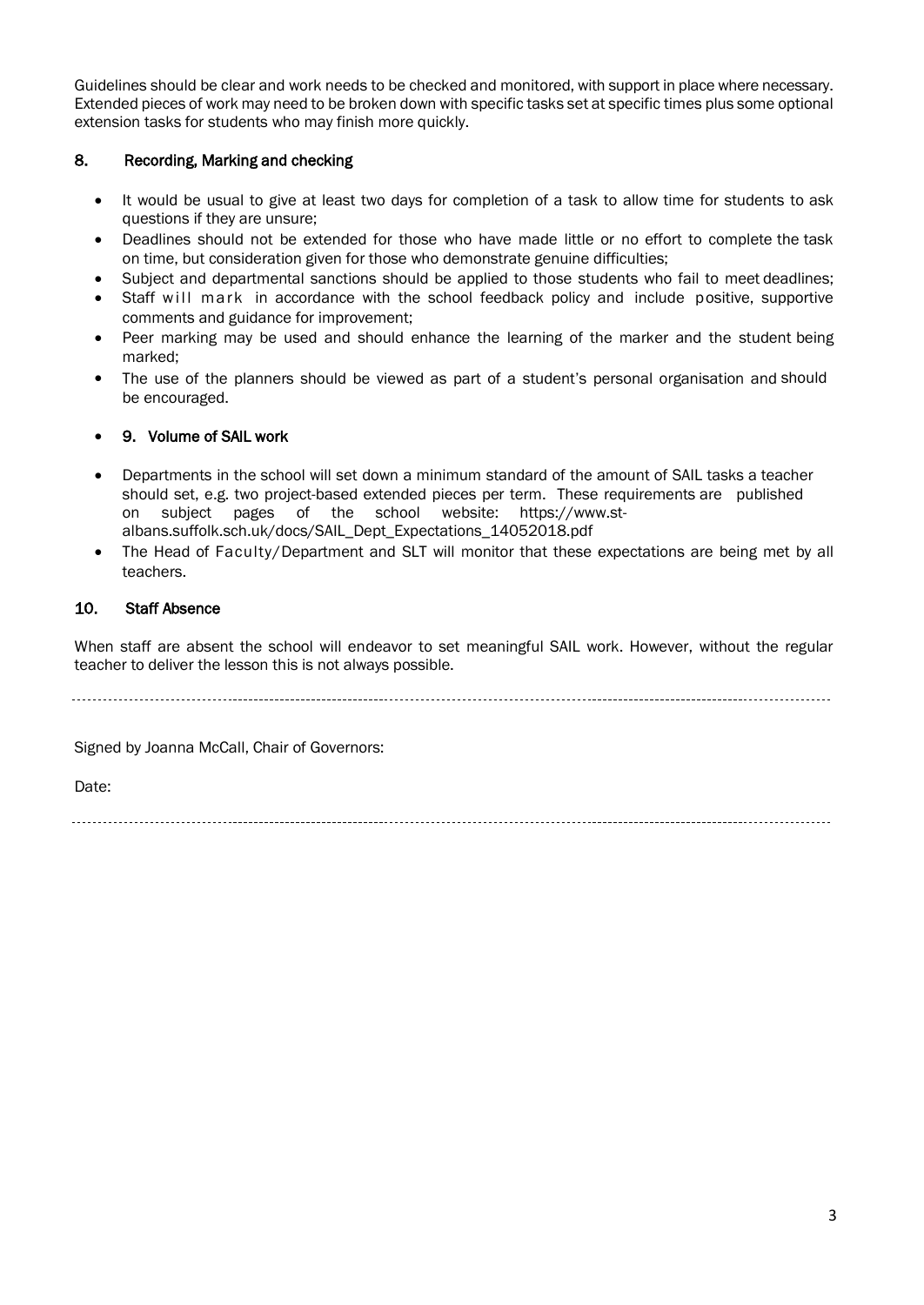Guidelines should be clear and work needs to be checked and monitored, with support in place where necessary. Extended pieces of work may need to be broken down with specific tasks set at specific times plus some optional extension tasks for students who may finish more quickly.

## 8. Recording, Marking and checking

- It would be usual to give at least two days for completion of a task to allow time for students to ask questions if they are unsure;
- Deadlines should not be extended for those who have made little or no effort to complete the task on time, but consideration given for those who demonstrate genuine difficulties;
- Subject and departmental sanctions should be applied to those students who fail to meet deadlines;
- Staff will mark in accordance with the school feedback policy and include positive, supportive comments and guidance for improvement;
- Peer marking may be used and should enhance the learning of the marker and the student being marked;
- The use of the planners should be viewed as part of a student's personal organisation and should be encouraged.

## 9. Volume of SAIL work

- Departments in the school will set down a minimum standard of the amount of SAIL tasks a teacher should set, e.g. two project-based extended pieces per term. These requirements are published on subject pages of the school website: https://www.st-albans.suffolk.sch.uk/docs/SAIL_Dept_Expectations_14052018.pdf
- The Head of Faculty/Department and SLT will monitor that these expectations are being met by all teachers.

## 10. Staff Absence

When staff are absent the school will endeavor to set meaningful SAIL work. However, without the regular teacher to deliver the lesson this is not always possible.

---

Signed by Joanna McCall, Chair of Governors:

Date:

---